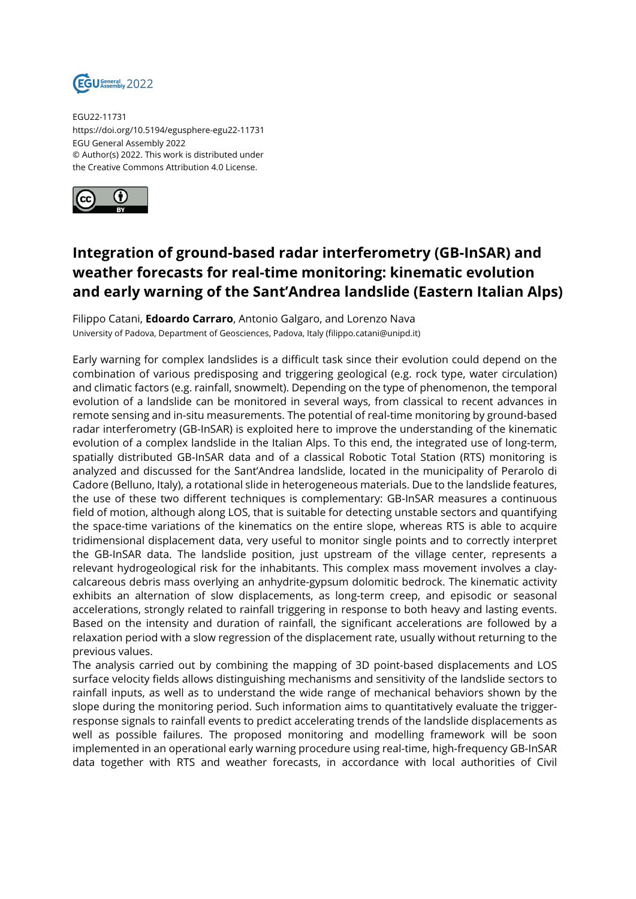EGU22-11731
https://doi.org/10.5194/egusphere-egu22-11731
EGU General Assembly 2022
© Author(s) 2022. This work is distributed under
the Creative Commons Attribution 4.0 License.

# Integration of ground-based radar interferometry (GB-InSAR) and weather forecasts for real-time monitoring: kinematic evolution and early warning of the Sant'Andrea landslide (Eastern Italian Alps)

Filippo Catani, **Edoardo Carraro**, Antonio Galgaro, and Lorenzo Nava
University of Padova, Department of Geosciences, Padova, Italy (filippo.catani@unipd.it)

Early warning for complex landslides is a difficult task since their evolution could depend on the combination of various predisposing and triggering geological (e.g. rock type, water circulation) and climatic factors (e.g. rainfall, snowmelt). Depending on the type of phenomenon, the temporal evolution of a landslide can be monitored in several ways, from classical to recent advances in remote sensing and in-situ measurements. The potential of real-time monitoring by ground-based radar interferometry (GB-InSAR) is exploited here to improve the understanding of the kinematic evolution of a complex landslide in the Italian Alps. To this end, the integrated use of long-term, spatially distributed GB-InSAR data and of a classical Robotic Total Station (RTS) monitoring is analyzed and discussed for the Sant'Andrea landslide, located in the municipality of Perarolo di Cadore (Belluno, Italy), a rotational slide in heterogeneous materials. Due to the landslide features, the use of these two different techniques is complementary: GB-InSAR measures a continuous field of motion, although along LOS, that is suitable for detecting unstable sectors and quantifying the space-time variations of the kinematics on the entire slope, whereas RTS is able to acquire tridimensional displacement data, very useful to monitor single points and to correctly interpret the GB-InSAR data. The landslide position, just upstream of the village center, represents a relevant hydrogeological risk for the inhabitants. This complex mass movement involves a clay-calcareous debris mass overlying an anhydrite-gypsum dolomitic bedrock. The kinematic activity exhibits an alternation of slow displacements, as long-term creep, and episodic or seasonal accelerations, strongly related to rainfall triggering in response to both heavy and lasting events. Based on the intensity and duration of rainfall, the significant accelerations are followed by a relaxation period with a slow regression of the displacement rate, usually without returning to the previous values.

The analysis carried out by combining the mapping of 3D point-based displacements and LOS surface velocity fields allows distinguishing mechanisms and sensitivity of the landslide sectors to rainfall inputs, as well as to understand the wide range of mechanical behaviors shown by the slope during the monitoring period. Such information aims to quantitatively evaluate the trigger-response signals to rainfall events to predict accelerating trends of the landslide displacements as well as possible failures. The proposed monitoring and modelling framework will be soon implemented in an operational early warning procedure using real-time, high-frequency GB-InSAR data together with RTS and weather forecasts, in accordance with local authorities of Civil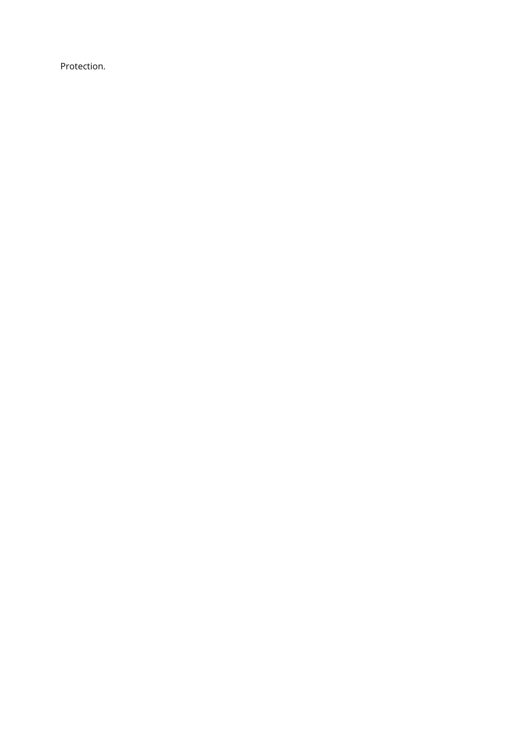Protection.